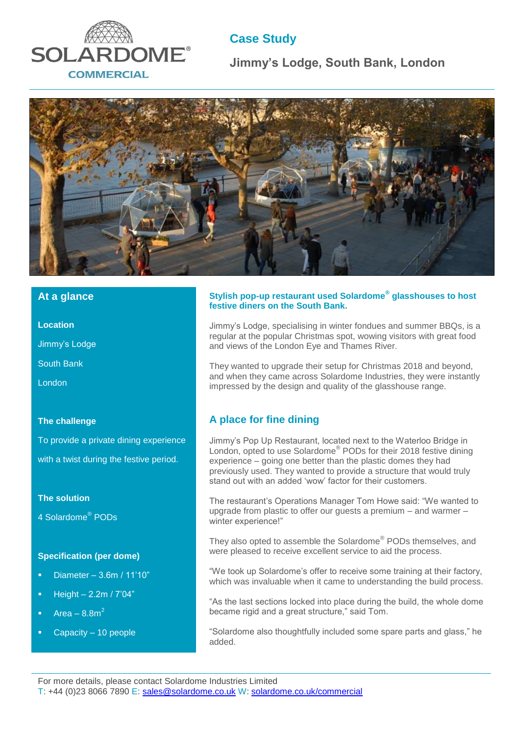SOLARDOME®
COMMERCIAL

# Case Study

## Jimmy's Lodge, South Bank, London

### At a glance

**Location**

Jimmy's Lodge

South Bank

London

**The challenge**

To provide a private dining experience with a twist during the festive period.

**The solution**

4 Solardome® PODs

**Specification (per dome)**

- Diameter – 3.6m / 11'10"
- Height – 2.2m / 7'04"
- Area – 8.8m$^2$
- Capacity – 10 people

**Stylish pop-up restaurant used Solardome® glasshouses to host festive diners on the South Bank.**

Jimmy's Lodge, specialising in winter fondues and summer BBQs, is a regular at the popular Christmas spot, wowing visitors with great food and views of the London Eye and Thames River.

They wanted to upgrade their setup for Christmas 2018 and beyond, and when they came across Solardome Industries, they were instantly impressed by the design and quality of the glasshouse range.

## A place for fine dining

Jimmy's Pop Up Restaurant, located next to the Waterloo Bridge in London, opted to use Solardome® PODs for their 2018 festive dining experience – going one better than the plastic domes they had previously used. They wanted to provide a structure that would truly stand out with an added 'wow' factor for their customers.

The restaurant's Operations Manager Tom Howe said: "We wanted to upgrade from plastic to offer our guests a premium – and warmer – winter experience!"

They also opted to assemble the Solardome® PODs themselves, and were pleased to receive excellent service to aid the process.

"We took up Solardome's offer to receive some training at their factory, which was invaluable when it came to understanding the build process.

"As the last sections locked into place during the build, the whole dome became rigid and a great structure," said Tom.

"Solardome also thoughtfully included some spare parts and glass," he added.

For more details, please contact Solardome Industries Limited
T: +44 (0)23 8066 7890 E: sales@solardome.co.uk W: solardome.co.uk/commercial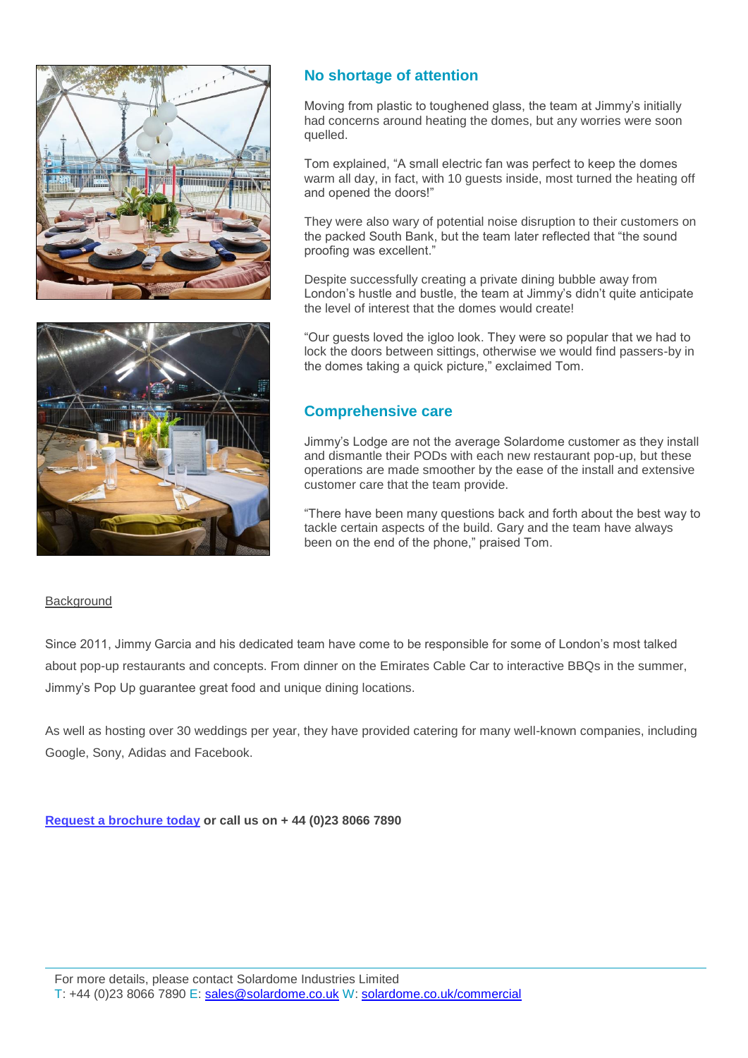## No shortage of attention

Moving from plastic to toughened glass, the team at Jimmy's initially had concerns around heating the domes, but any worries were soon quelled.

Tom explained, "A small electric fan was perfect to keep the domes warm all day, in fact, with 10 guests inside, most turned the heating off and opened the doors!"

They were also wary of potential noise disruption to their customers on the packed South Bank, but the team later reflected that "the sound proofing was excellent."

Despite successfully creating a private dining bubble away from London's hustle and bustle, the team at Jimmy's didn't quite anticipate the level of interest that the domes would create!

"Our guests loved the igloo look. They were so popular that we had to lock the doors between sittings, otherwise we would find passers-by in the domes taking a quick picture," exclaimed Tom.

## Comprehensive care

Jimmy's Lodge are not the average Solardome customer as they install and dismantle their PODs with each new restaurant pop-up, but these operations are made smoother by the ease of the install and extensive customer care that the team provide.

"There have been many questions back and forth about the best way to tackle certain aspects of the build. Gary and the team have always been on the end of the phone," praised Tom.

Background

Since 2011, Jimmy Garcia and his dedicated team have come to be responsible for some of London's most talked about pop-up restaurants and concepts. From dinner on the Emirates Cable Car to interactive BBQs in the summer, Jimmy's Pop Up guarantee great food and unique dining locations.

As well as hosting over 30 weddings per year, they have provided catering for many well-known companies, including Google, Sony, Adidas and Facebook.

**Request a brochure today or call us on + 44 (0)23 8066 7890**

For more details, please contact Solardome Industries Limited
T: +44 (0)23 8066 7890 E: sales@solardome.co.uk W: solardome.co.uk/commercial